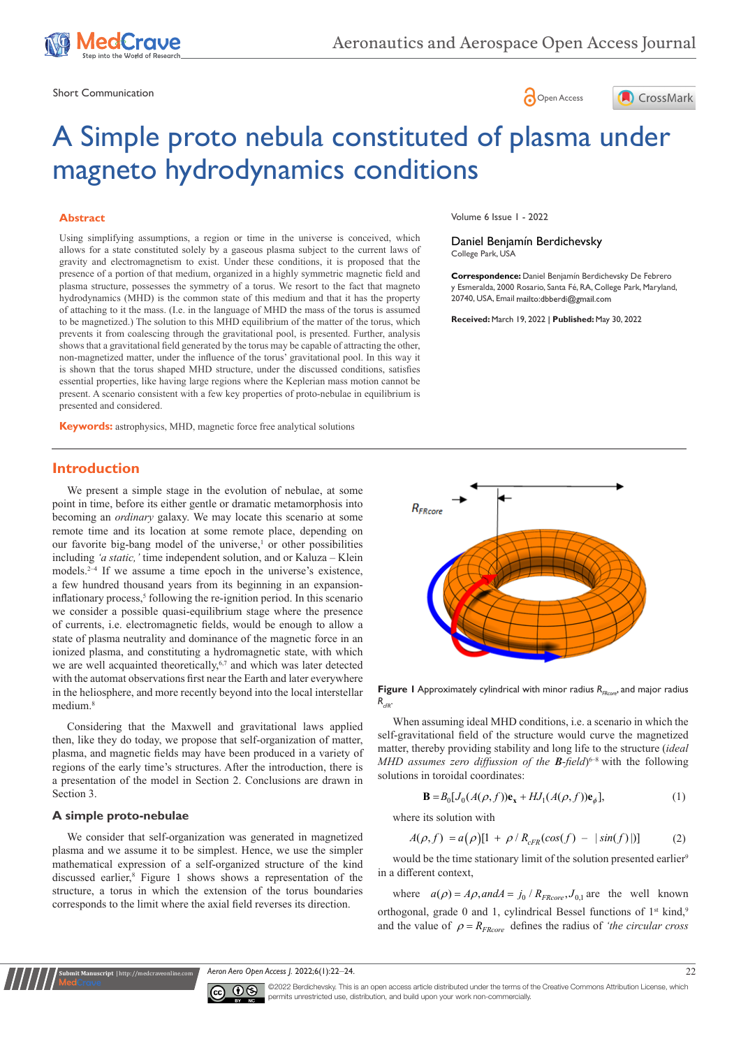Short Communication

# A Simple proto nebula constituted of plasma under magneto hydrodynamics conditions

## Abstract

Using simplifying assumptions, a region or time in the universe is conceived, which allows for a state constituted solely by a gaseous plasma subject to the current laws of gravity and electromagnetism to exist. Under these conditions, it is proposed that the presence of a portion of that medium, organized in a highly symmetric magnetic field and plasma structure, possesses the symmetry of a torus. We resort to the fact that magneto hydrodynamics (MHD) is the common state of this medium and that it has the property of attaching to it the mass. (I.e. in the language of MHD the mass of the torus is assumed to be magnetized.) The solution to this MHD equilibrium of the matter of the torus, which prevents it from coalescing through the gravitational pool, is presented. Further, analysis shows that a gravitational field generated by the torus may be capable of attracting the other, non-magnetized matter, under the influence of the torus' gravitational pool. In this way it is shown that the torus shaped MHD structure, under the discussed conditions, satisfies essential properties, like having large regions where the Keplerian mass motion cannot be present. A scenario consistent with a few key properties of proto-nebulae in equilibrium is presented and considered.

**Keywords:** astrophysics, MHD, magnetic force free analytical solutions

Volume 6 Issue 1 - 2022

Daniel Benjamín Berdichevsky
College Park, USA

**Correspondence:** Daniel Benjamín Berdichevsky De Febrero y Esmeralda, 2000 Rosario, Santa Fé, RA, College Park, Maryland, 20740, USA, Email mailto:dbberdi@gmail.com

**Received:** March 19, 2022 | **Published:** May 30, 2022

## Introduction

We present a simple stage in the evolution of nebulae, at some point in time, before its either gentle or dramatic metamorphosis into becoming an *ordinary* galaxy. We may locate this scenario at some remote time and its location at some remote place, depending on our favorite big-bang model of the universe,[1] or other possibilities including *'a static,'* time independent solution, and or Kaluza – Klein models.[2–4] If we assume a time epoch in the universe's existence, a few hundred thousand years from its beginning in an expansion-inflationary process,[5] following the re-ignition period. In this scenario we consider a possible quasi-equilibrium stage where the presence of currents, i.e. electromagnetic fields, would be enough to allow a state of plasma neutrality and dominance of the magnetic force in an ionized plasma, and constituting a hydromagnetic state, with which we are well acquainted theoretically,[6,7] and which was later detected with the automat observations first near the Earth and later everywhere in the heliosphere, and more recently beyond into the local interstellar medium.[8]

Considering that the Maxwell and gravitational laws applied then, like they do today, we propose that self-organization of matter, plasma, and magnetic fields may have been produced in a variety of regions of the early time's structures. After the introduction, there is a presentation of the model in Section 2. Conclusions are drawn in Section 3.

### A simple proto-nebulae

We consider that self-organization was generated in magnetized plasma and we assume it to be simplest. Hence, we use the simpler mathematical expression of a self-organized structure of the kind discussed earlier,[8] Figure 1 shows shows a representation of the structure, a torus in which the extension of the torus boundaries corresponds to the limit where the axial field reverses its direction.

**Figure 1** Approximately cylindrical with minor radius $R_{FRcore}$, and major radius $R_{cFR}$.

When assuming ideal MHD conditions, i.e. a scenario in which the self-gravitational field of the structure would curve the magnetized matter, thereby providing stability and long life to the structure (*ideal MHD assumes zero diffusion of the* ***B****-field*)[6–8] with the following solutions in toroidal coordinates:

$$\mathbf{B} = B_0[J_0(A(\rho,f))\mathbf{e}_x + HJ_1(A(\rho,f))\mathbf{e}_\phi], \tag{1}$$

where its solution with

$$A(\rho,f) = a(\rho)[1 + \rho / R_{cFR}(cos(f) - |sin(f)|)] \tag{2}$$

would be the time stationary limit of the solution presented earlier[9] in a different context,

where $a(\rho) = A\rho, and A = j_0 / R_{FRcore}, J_{0,1}$ are the well known orthogonal, grade 0 and 1, cylindrical Bessel functions of 1st kind,[9] and the value of $\rho = R_{FRcore}$ defines the radius of *'the circular cross*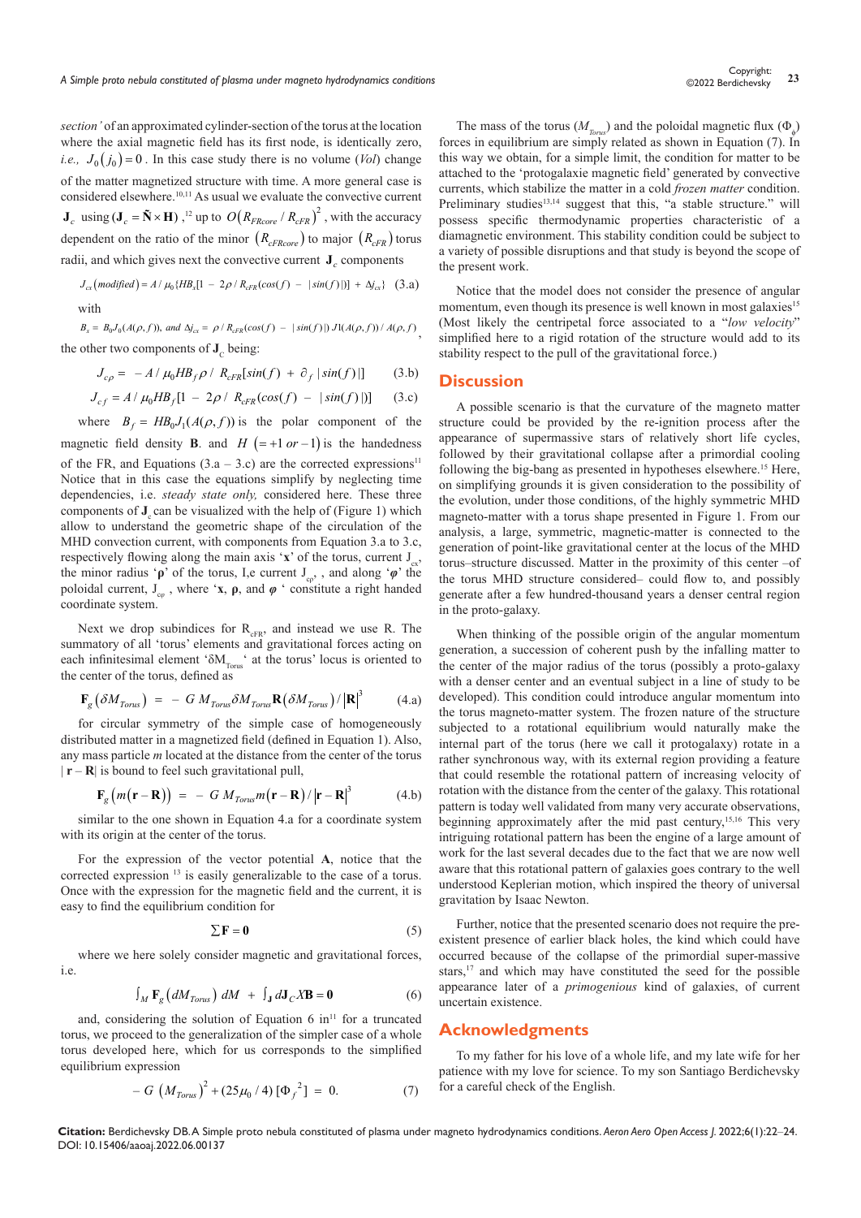*section'* of an approximated cylinder-section of the torus at the location where the axial magnetic field has its first node, *i.e.,* $J_0(j_0) = 0$. In this case study there is no volume (*Vol*) change of the matter magnetized structure with time. A more general case is considered elsewhere.[10,11] As usual we evaluate the convective current $\mathbf{J}_c$ using $(\mathbf{J}_c = \tilde{\mathbf{N}} \times \mathbf{H})$,[12] up to $O(R_{FRcore}/R_{cFR})^2$, with the accuracy dependent on the ratio of the minor $(R_{cFRcore})$ to major $(R_{cFR})$ torus radii, and which gives next the convective current $\mathbf{J}_c$ components

$$J_{cx}(modified) = A/\mu_0\{HB_x[1 - 2\rho/R_{cFR}(cos(f) - |sin(f)|)] + \Delta j_{cx}\} \quad (3.a)$$

with

$$B_x = B_0 J_0(A(\rho,f)), \text{ and } \Delta j_{cx} = \rho/R_{cFR}(cos(f) - |sin(f)|)\, J1(A(\rho,f))/A(\rho,f),$$

the other two components of $\mathbf{J}_C$ being:

$$J_{c\rho} = -A/\mu_0 HB_f\rho/R_{cFR}[sin(f) + \partial_f |sin(f)|] \quad (3.b)$$

$$J_{cf} = A/\mu_0 HB_f[1 - 2\rho/R_{cFR}(cos(f) - |sin(f)|)] \quad (3.c)$$

where $B_f = HB_0 J_1(A(\rho,f))$ is the polar component of the magnetic field density $\mathbf{B}$. and $H\ (= +1\ or\ -1)$ is the handedness of the FR, and Equations (3.a – 3.c) are the corrected expressions[11] Notice that in this case the equations simplify by neglecting time dependencies, i.e. *steady state only,* considered here. These three components of $\mathbf{J}_c$ can be visualized with the help of (Figure 1) which allow to understand the geometric shape of the circulation of the MHD convection current, with components from Equation 3.a to 3.c, respectively flowing along the main axis '$\mathbf{x}$' of the torus, current $J_{cx}$, the minor radius '$\boldsymbol{\rho}$' of the torus, I,e current $J_{c\rho}$, and along '$\boldsymbol{\varphi}$' the poloidal current, $J_{c\varphi}$, where '$\mathbf{x}$, $\boldsymbol{\rho}$, and $\boldsymbol{\varphi}$' constitute a right handed coordinate system.

Next we drop subindices for $R_{cFR}$, and instead we use R. The summatory of all 'torus' elements and gravitational forces acting on each infinitesimal element '$\delta M_{Torus}$' at the torus' locus is oriented to the center of the torus, defined as

$$\mathbf{F}_g(\delta M_{Torus}) = -G\, M_{Torus}\delta M_{Torus}\mathbf{R}(\delta M_{Torus})/|\mathbf{R}|^3 \quad (4.a)$$

for circular symmetry of the simple case of homogeneously distributed matter in a magnetized field (defined in Equation 1). Also, any mass particle *m* located at the distance from the center of the torus $|\mathbf{r} - \mathbf{R}|$ is bound to feel such gravitational pull,

$$\mathbf{F}_g(m(\mathbf{r}-\mathbf{R})) = -G\, M_{Torus}m(\mathbf{r}-\mathbf{R})/|\mathbf{r}-\mathbf{R}|^3 \quad (4.b)$$

similar to the one shown in Equation 4.a for a coordinate system with its origin at the center of the torus.

For the expression of the vector potential $\mathbf{A}$, notice that the corrected expression[13] is easily generalizable to the case of a torus. Once with the expression for the magnetic field and the current, it is easy to find the equilibrium condition for

$$\sum \mathbf{F} = \mathbf{0} \quad (5)$$

where we here solely consider magnetic and gravitational forces, i.e.

$$\int_M \mathbf{F}_g(dM_{Torus})\, dM + \int_{\mathbf{J}} d\mathbf{J}_C X\mathbf{B} = \mathbf{0} \quad (6)$$

and, considering the solution of Equation 6 in[11] for a truncated torus, we proceed to the generalization of the simpler case of a whole torus developed here, which for us corresponds to the simplified equilibrium expression

$$-G\,(M_{Torus})^2 + (25\mu_0/4)[\Phi_f{}^2] = 0. \quad (7)$$

The mass of the torus ($M_{Torus}$) and the poloidal magnetic flux ($\Phi_\phi$) forces in equilibrium are simply related as shown in Equation (7). In this way we obtain, for a simple limit, the condition for matter to be attached to the 'protogalaxie magnetic field' generated by convective currents, which stabilize the matter in a cold *frozen matter* condition. Preliminary studies[13,14] suggest that this, "a stable structure." will possess specific thermodynamic properties characteristic of a diamagnetic environment. This stability condition could be subject to a variety of possible disruptions and that study is beyond the scope of the present work.

Notice that the model does not consider the presence of angular momentum, even though its presence is well known in most galaxies[15] (Most likely the centripetal force associated to a "*low velocity*" simplified here to a rigid rotation of the structure would add to its stability respect to the pull of the gravitational force.)

## Discussion

A possible scenario is that the curvature of the magneto matter structure could be provided by the re-ignition process after the appearance of supermassive stars of relatively short life cycles, followed by their gravitational collapse after a primordial cooling following the big-bang as presented in hypotheses elsewhere.[15] Here, on simplifying grounds it is given consideration to the possibility of the evolution, under those conditions, of the highly symmetric MHD magneto-matter with a torus shape presented in Figure 1. From our analysis, a large, symmetric, magnetic-matter is connected to the generation of point-like gravitational center at the locus of the MHD torus–structure discussed. Matter in the proximity of this center –of the torus MHD structure considered– could flow to, and possibly generate after a few hundred-thousand years a denser central region in the proto-galaxy.

When thinking of the possible origin of the angular momentum generation, a succession of coherent push by the infalling matter to the center of the major radius of the torus (possibly a proto-galaxy with a denser center and an eventual subject in a line of study to be developed). This condition could introduce angular momentum into the torus magneto-matter system. The frozen nature of the structure subjected to a rotational equilibrium would naturally make the internal part of the torus (here we call it protogalaxy) rotate in a rather synchronous way, with its external region providing a feature that could resemble the rotational pattern of increasing velocity of rotation with the distance from the center of the galaxy. This rotational pattern is today well validated from many very accurate observations, beginning approximately after the mid past century,[15,16] This very intriguing rotational pattern has been the engine of a large amount of work for the last several decades due to the fact that we are now well aware that this rotational pattern of galaxies goes contrary to the well understood Keplerian motion, which inspired the theory of universal gravitation by Isaac Newton.

Further, notice that the presented scenario does not require the pre-existent presence of earlier black holes, the kind which could have occurred because of the collapse of the primordial super-massive stars,[17] and which may have constituted the seed for the possible appearance later of a *primogenious* kind of galaxies, of current uncertain existence.

## Acknowledgments

To my father for his love of a whole life, and my late wife for her patience with my love for science. To my son Santiago Berdichevsky for a careful check of the English.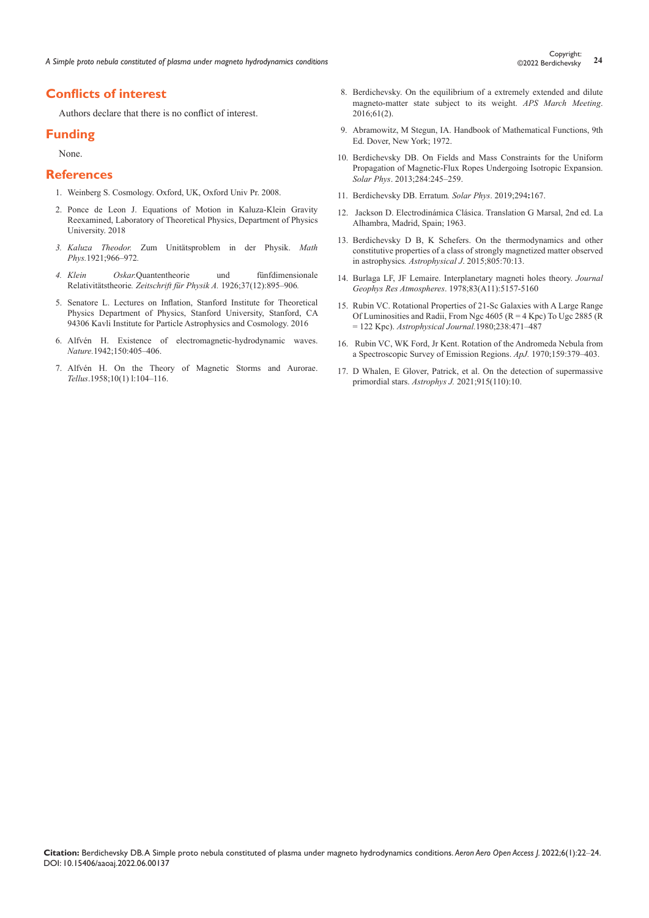## Conflicts of interest

Authors declare that there is no conflict of interest.

## Funding

None.

## References

1. Weinberg S. Cosmology. Oxford, UK, Oxford Univ Pr. 2008.
2. Ponce de Leon J. Equations of Motion in Kaluza-Klein Gravity Reexamined, Laboratory of Theoretical Physics, Department of Physics University. 2018
3. *Kaluza Theodor.* Zum Unitätsproblem in der Physik. *Math Phys.*1921;966–972.
4. *Klein Oskar.*Quantentheorie und fünfdimensionale Relativitätstheorie*. Zeitschrift für Physik A.* 1926;37(12):895–906*.*
5. Senatore L. Lectures on Inflation, Stanford Institute for Theoretical Physics Department of Physics, Stanford University, Stanford, CA 94306 Kavli Institute for Particle Astrophysics and Cosmology. 2016
6. Alfvén H. Existence of electromagnetic-hydrodynamic waves. *Nature.*1942;150:405–406.
7. Alfvén H. On the Theory of Magnetic Storms and Aurorae. *Tellus*.1958;10(1) I:104–116.
8. Berdichevsky. On the equilibrium of a extremely extended and dilute magneto-matter state subject to its weight. *APS March Meeting*. 2016;61(2).
9. Abramowitz, M Stegun, IA. Handbook of Mathematical Functions, 9th Ed. Dover, New York; 1972.
10. Berdichevsky DB. On Fields and Mass Constraints for the Uniform Propagation of Magnetic-Flux Ropes Undergoing Isotropic Expansion. *Solar Phys*. 2013;284:245–259.
11. Berdichevsky DB. Erratum*. Solar Phys*. 2019;294**:**167.
12. Jackson D. Electrodinámica Clásica. Translation G Marsal, 2nd ed. La Alhambra, Madrid, Spain; 1963.
13. Berdichevsky D B, K Schefers. On the thermodynamics and other constitutive properties of a class of strongly magnetized matter observed in astrophysics*. Astrophysical J*. 2015;805:70:13.
14. Burlaga LF, JF Lemaire. Interplanetary magneti holes theory. *Journal Geophys Res Atmospheres*. 1978;83(A11):5157-5160
15. Rubin VC. Rotational Properties of 21-Sc Galaxies with A Large Range Of Luminosities and Radii, From Ngc 4605 (R = 4 Kpc) To Ugc 2885 (R = 122 Kpc). *Astrophysical Journal.*1980;238:471–487
16. Rubin VC, WK Ford, Jr Kent. Rotation of the Andromeda Nebula from a Spectroscopic Survey of Emission Regions. *ApJ.* 1970;159:379–403.
17. D Whalen, E Glover, Patrick, et al. On the detection of supermassive primordial stars. *Astrophys J.* 2021;915(110):10.